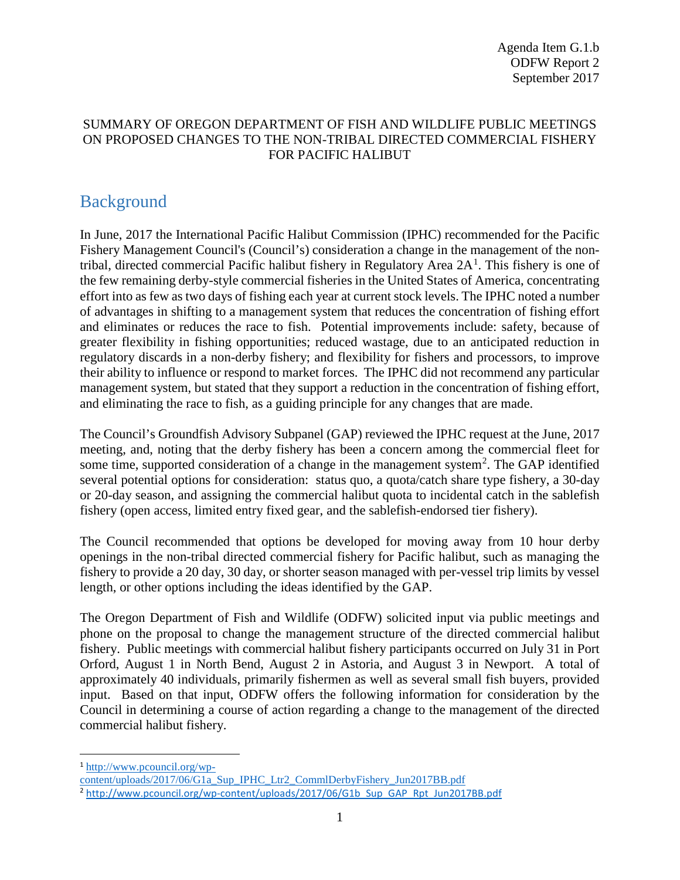Agenda Item G.1.b
ODFW Report 2
September 2017

SUMMARY OF OREGON DEPARTMENT OF FISH AND WILDLIFE PUBLIC MEETINGS ON PROPOSED CHANGES TO THE NON-TRIBAL DIRECTED COMMERCIAL FISHERY FOR PACIFIC HALIBUT

## Background

In June, 2017 the International Pacific Halibut Commission (IPHC) recommended for the Pacific Fishery Management Council's (Council's) consideration a change in the management of the non-tribal, directed commercial Pacific halibut fishery in Regulatory Area 2A[1]. This fishery is one of the few remaining derby-style commercial fisheries in the United States of America, concentrating effort into as few as two days of fishing each year at current stock levels. The IPHC noted a number of advantages in shifting to a management system that reduces the concentration of fishing effort and eliminates or reduces the race to fish. Potential improvements include: safety, because of greater flexibility in fishing opportunities; reduced wastage, due to an anticipated reduction in regulatory discards in a non-derby fishery; and flexibility for fishers and processors, to improve their ability to influence or respond to market forces. The IPHC did not recommend any particular management system, but stated that they support a reduction in the concentration of fishing effort, and eliminating the race to fish, as a guiding principle for any changes that are made.

The Council's Groundfish Advisory Subpanel (GAP) reviewed the IPHC request at the June, 2017 meeting, and, noting that the derby fishery has been a concern among the commercial fleet for some time, supported consideration of a change in the management system[2]. The GAP identified several potential options for consideration: status quo, a quota/catch share type fishery, a 30-day or 20-day season, and assigning the commercial halibut quota to incidental catch in the sablefish fishery (open access, limited entry fixed gear, and the sablefish-endorsed tier fishery).

The Council recommended that options be developed for moving away from 10 hour derby openings in the non-tribal directed commercial fishery for Pacific halibut, such as managing the fishery to provide a 20 day, 30 day, or shorter season managed with per-vessel trip limits by vessel length, or other options including the ideas identified by the GAP.

The Oregon Department of Fish and Wildlife (ODFW) solicited input via public meetings and phone on the proposal to change the management structure of the directed commercial halibut fishery. Public meetings with commercial halibut fishery participants occurred on July 31 in Port Orford, August 1 in North Bend, August 2 in Astoria, and August 3 in Newport. A total of approximately 40 individuals, primarily fishermen as well as several small fish buyers, provided input. Based on that input, ODFW offers the following information for consideration by the Council in determining a course of action regarding a change to the management of the directed commercial halibut fishery.

---

[1] http://www.pcouncil.org/wp-content/uploads/2017/06/G1a_Sup_IPHC_Ltr2_CommlDerbyFishery_Jun2017BB.pdf

[2] http://www.pcouncil.org/wp-content/uploads/2017/06/G1b_Sup_GAP_Rpt_Jun2017BB.pdf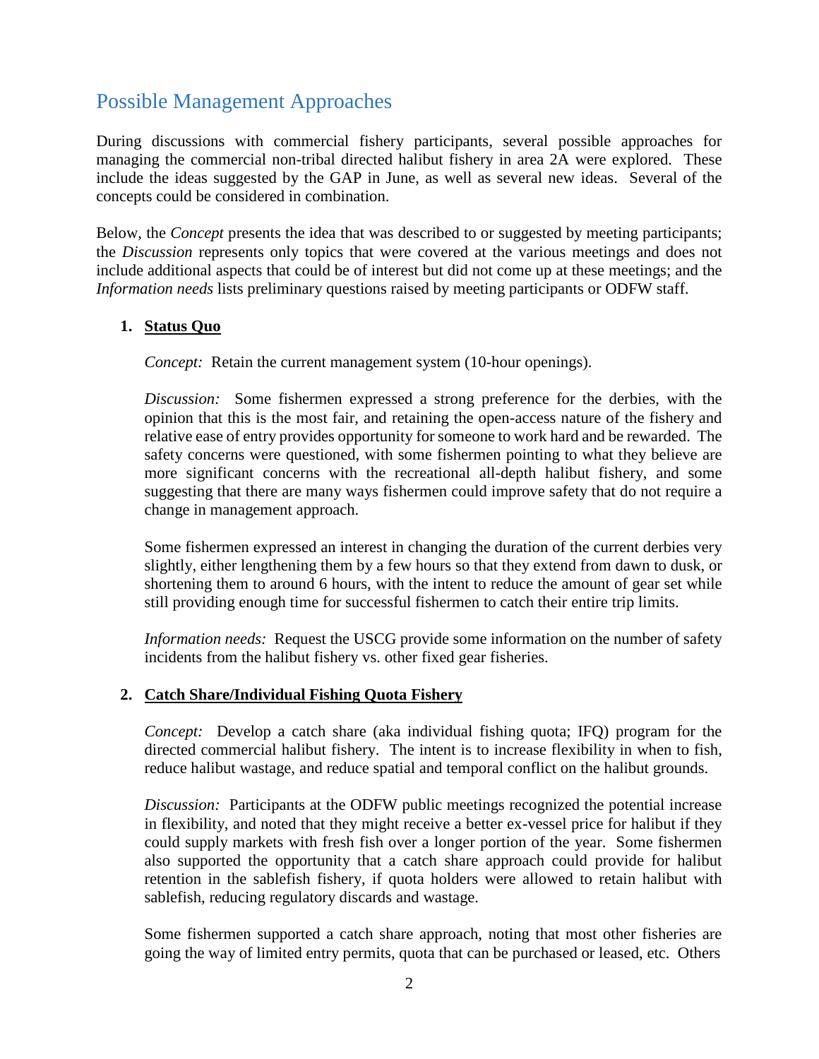## Possible Management Approaches

During discussions with commercial fishery participants, several possible approaches for managing the commercial non-tribal directed halibut fishery in area 2A were explored. These include the ideas suggested by the GAP in June, as well as several new ideas. Several of the concepts could be considered in combination.

Below, the *Concept* presents the idea that was described to or suggested by meeting participants; the *Discussion* represents only topics that were covered at the various meetings and does not include additional aspects that could be of interest but did not come up at these meetings; and the *Information needs* lists preliminary questions raised by meeting participants or ODFW staff.

1. **Status Quo**

   *Concept:* Retain the current management system (10-hour openings).

   *Discussion:* Some fishermen expressed a strong preference for the derbies, with the opinion that this is the most fair, and retaining the open-access nature of the fishery and relative ease of entry provides opportunity for someone to work hard and be rewarded. The safety concerns were questioned, with some fishermen pointing to what they believe are more significant concerns with the recreational all-depth halibut fishery, and some suggesting that there are many ways fishermen could improve safety that do not require a change in management approach.

   Some fishermen expressed an interest in changing the duration of the current derbies very slightly, either lengthening them by a few hours so that they extend from dawn to dusk, or shortening them to around 6 hours, with the intent to reduce the amount of gear set while still providing enough time for successful fishermen to catch their entire trip limits.

   *Information needs:* Request the USCG provide some information on the number of safety incidents from the halibut fishery vs. other fixed gear fisheries.

2. **Catch Share/Individual Fishing Quota Fishery**

   *Concept:* Develop a catch share (aka individual fishing quota; IFQ) program for the directed commercial halibut fishery. The intent is to increase flexibility in when to fish, reduce halibut wastage, and reduce spatial and temporal conflict on the halibut grounds.

   *Discussion:* Participants at the ODFW public meetings recognized the potential increase in flexibility, and noted that they might receive a better ex-vessel price for halibut if they could supply markets with fresh fish over a longer portion of the year. Some fishermen also supported the opportunity that a catch share approach could provide for halibut retention in the sablefish fishery, if quota holders were allowed to retain halibut with sablefish, reducing regulatory discards and wastage.

   Some fishermen supported a catch share approach, noting that most other fisheries are going the way of limited entry permits, quota that can be purchased or leased, etc. Others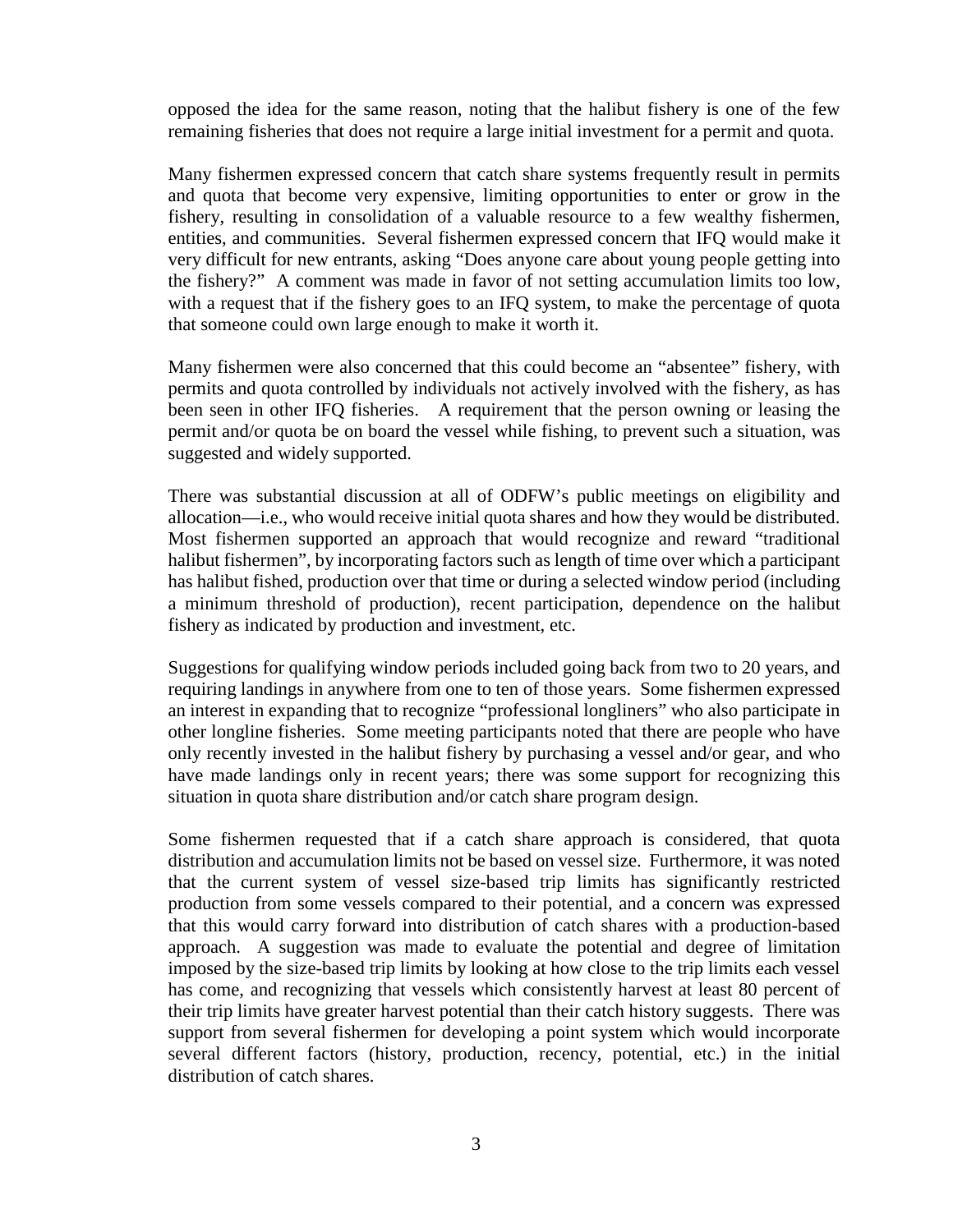opposed the idea for the same reason, noting that the halibut fishery is one of the few remaining fisheries that does not require a large initial investment for a permit and quota.

Many fishermen expressed concern that catch share systems frequently result in permits and quota that become very expensive, limiting opportunities to enter or grow in the fishery, resulting in consolidation of a valuable resource to a few wealthy fishermen, entities, and communities. Several fishermen expressed concern that IFQ would make it very difficult for new entrants, asking "Does anyone care about young people getting into the fishery?" A comment was made in favor of not setting accumulation limits too low, with a request that if the fishery goes to an IFQ system, to make the percentage of quota that someone could own large enough to make it worth it.

Many fishermen were also concerned that this could become an "absentee" fishery, with permits and quota controlled by individuals not actively involved with the fishery, as has been seen in other IFQ fisheries. A requirement that the person owning or leasing the permit and/or quota be on board the vessel while fishing, to prevent such a situation, was suggested and widely supported.

There was substantial discussion at all of ODFW's public meetings on eligibility and allocation—i.e., who would receive initial quota shares and how they would be distributed. Most fishermen supported an approach that would recognize and reward "traditional halibut fishermen", by incorporating factors such as length of time over which a participant has halibut fished, production over that time or during a selected window period (including a minimum threshold of production), recent participation, dependence on the halibut fishery as indicated by production and investment, etc.

Suggestions for qualifying window periods included going back from two to 20 years, and requiring landings in anywhere from one to ten of those years. Some fishermen expressed an interest in expanding that to recognize "professional longliners" who also participate in other longline fisheries. Some meeting participants noted that there are people who have only recently invested in the halibut fishery by purchasing a vessel and/or gear, and who have made landings only in recent years; there was some support for recognizing this situation in quota share distribution and/or catch share program design.

Some fishermen requested that if a catch share approach is considered, that quota distribution and accumulation limits not be based on vessel size. Furthermore, it was noted that the current system of vessel size-based trip limits has significantly restricted production from some vessels compared to their potential, and a concern was expressed that this would carry forward into distribution of catch shares with a production-based approach. A suggestion was made to evaluate the potential and degree of limitation imposed by the size-based trip limits by looking at how close to the trip limits each vessel has come, and recognizing that vessels which consistently harvest at least 80 percent of their trip limits have greater harvest potential than their catch history suggests. There was support from several fishermen for developing a point system which would incorporate several different factors (history, production, recency, potential, etc.) in the initial distribution of catch shares.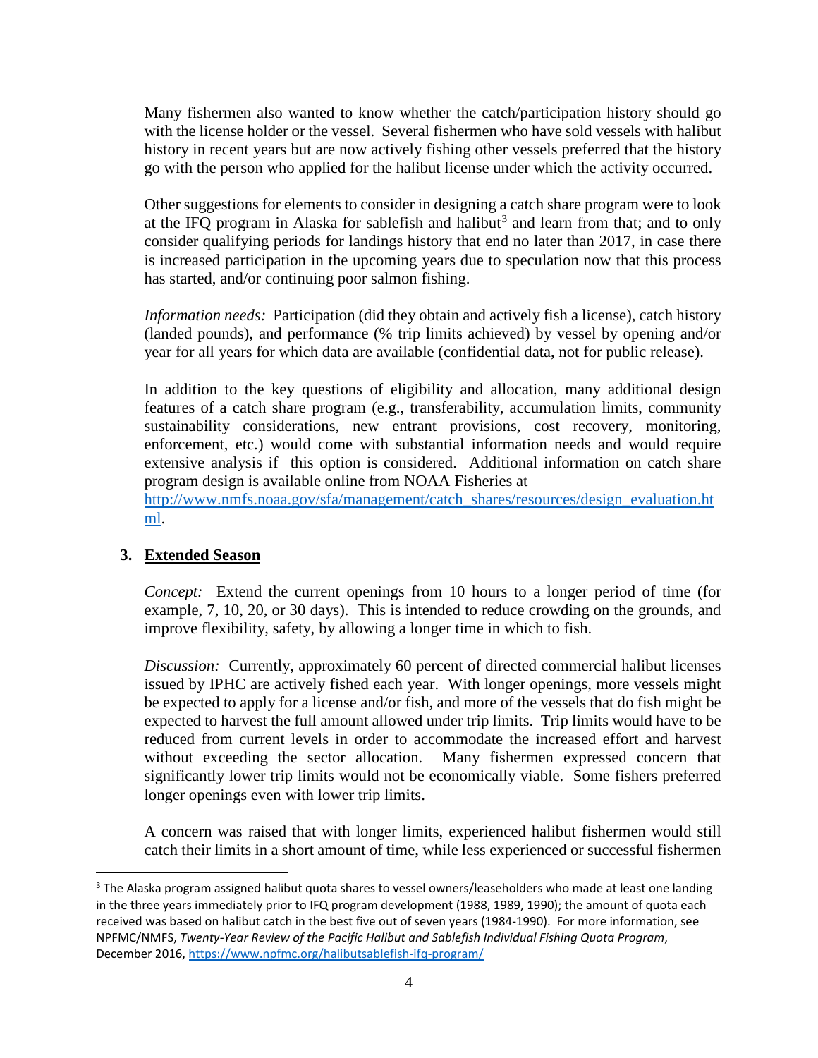Many fishermen also wanted to know whether the catch/participation history should go with the license holder or the vessel. Several fishermen who have sold vessels with halibut history in recent years but are now actively fishing other vessels preferred that the history go with the person who applied for the halibut license under which the activity occurred.

Other suggestions for elements to consider in designing a catch share program were to look at the IFQ program in Alaska for sablefish and halibut[3] and learn from that; and to only consider qualifying periods for landings history that end no later than 2017, in case there is increased participation in the upcoming years due to speculation now that this process has started, and/or continuing poor salmon fishing.

*Information needs:* Participation (did they obtain and actively fish a license), catch history (landed pounds), and performance (% trip limits achieved) by vessel by opening and/or year for all years for which data are available (confidential data, not for public release).

In addition to the key questions of eligibility and allocation, many additional design features of a catch share program (e.g., transferability, accumulation limits, community sustainability considerations, new entrant provisions, cost recovery, monitoring, enforcement, etc.) would come with substantial information needs and would require extensive analysis if this option is considered. Additional information on catch share program design is available online from NOAA Fisheries at [http://www.nmfs.noaa.gov/sfa/management/catch_shares/resources/design_evaluation.html](http://www.nmfs.noaa.gov/sfa/management/catch_shares/resources/design_evaluation.html).

## 3. Extended Season

*Concept:* Extend the current openings from 10 hours to a longer period of time (for example, 7, 10, 20, or 30 days). This is intended to reduce crowding on the grounds, and improve flexibility, safety, by allowing a longer time in which to fish.

*Discussion:* Currently, approximately 60 percent of directed commercial halibut licenses issued by IPHC are actively fished each year. With longer openings, more vessels might be expected to apply for a license and/or fish, and more of the vessels that do fish might be expected to harvest the full amount allowed under trip limits. Trip limits would have to be reduced from current levels in order to accommodate the increased effort and harvest without exceeding the sector allocation. Many fishermen expressed concern that significantly lower trip limits would not be economically viable. Some fishers preferred longer openings even with lower trip limits.

A concern was raised that with longer limits, experienced halibut fishermen would still catch their limits in a short amount of time, while less experienced or successful fishermen

---

[3] The Alaska program assigned halibut quota shares to vessel owners/leaseholders who made at least one landing in the three years immediately prior to IFQ program development (1988, 1989, 1990); the amount of quota each received was based on halibut catch in the best five out of seven years (1984-1990). For more information, see NPFMC/NMFS, *Twenty-Year Review of the Pacific Halibut and Sablefish Individual Fishing Quota Program*, December 2016, [https://www.npfmc.org/halibutsablefish-ifq-program/](https://www.npfmc.org/halibutsablefish-ifq-program/)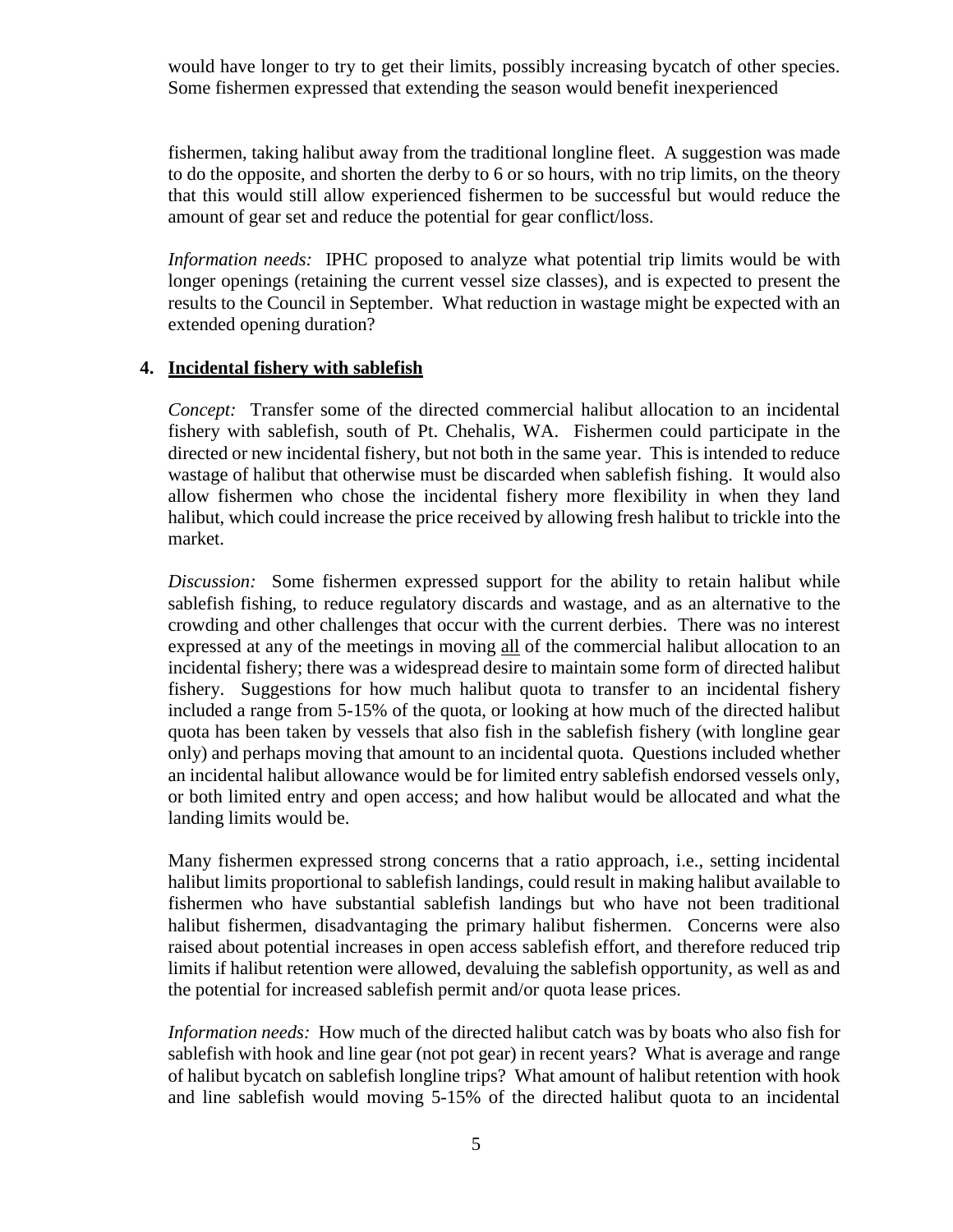would have longer to try to get their limits, possibly increasing bycatch of other species. Some fishermen expressed that extending the season would benefit inexperienced

fishermen, taking halibut away from the traditional longline fleet. A suggestion was made to do the opposite, and shorten the derby to 6 or so hours, with no trip limits, on the theory that this would still allow experienced fishermen to be successful but would reduce the amount of gear set and reduce the potential for gear conflict/loss.

*Information needs:* IPHC proposed to analyze what potential trip limits would be with longer openings (retaining the current vessel size classes), and is expected to present the results to the Council in September. What reduction in wastage might be expected with an extended opening duration?

## 4. Incidental fishery with sablefish

*Concept:* Transfer some of the directed commercial halibut allocation to an incidental fishery with sablefish, south of Pt. Chehalis, WA. Fishermen could participate in the directed or new incidental fishery, but not both in the same year. This is intended to reduce wastage of halibut that otherwise must be discarded when sablefish fishing. It would also allow fishermen who chose the incidental fishery more flexibility in when they land halibut, which could increase the price received by allowing fresh halibut to trickle into the market.

*Discussion:* Some fishermen expressed support for the ability to retain halibut while sablefish fishing, to reduce regulatory discards and wastage, and as an alternative to the crowding and other challenges that occur with the current derbies. There was no interest expressed at any of the meetings in moving <u>all</u> of the commercial halibut allocation to an incidental fishery; there was a widespread desire to maintain some form of directed halibut fishery. Suggestions for how much halibut quota to transfer to an incidental fishery included a range from 5-15% of the quota, or looking at how much of the directed halibut quota has been taken by vessels that also fish in the sablefish fishery (with longline gear only) and perhaps moving that amount to an incidental quota. Questions included whether an incidental halibut allowance would be for limited entry sablefish endorsed vessels only, or both limited entry and open access; and how halibut would be allocated and what the landing limits would be.

Many fishermen expressed strong concerns that a ratio approach, i.e., setting incidental halibut limits proportional to sablefish landings, could result in making halibut available to fishermen who have substantial sablefish landings but who have not been traditional halibut fishermen, disadvantaging the primary halibut fishermen. Concerns were also raised about potential increases in open access sablefish effort, and therefore reduced trip limits if halibut retention were allowed, devaluing the sablefish opportunity, as well as and the potential for increased sablefish permit and/or quota lease prices.

*Information needs:* How much of the directed halibut catch was by boats who also fish for sablefish with hook and line gear (not pot gear) in recent years? What is average and range of halibut bycatch on sablefish longline trips? What amount of halibut retention with hook and line sablefish would moving 5-15% of the directed halibut quota to an incidental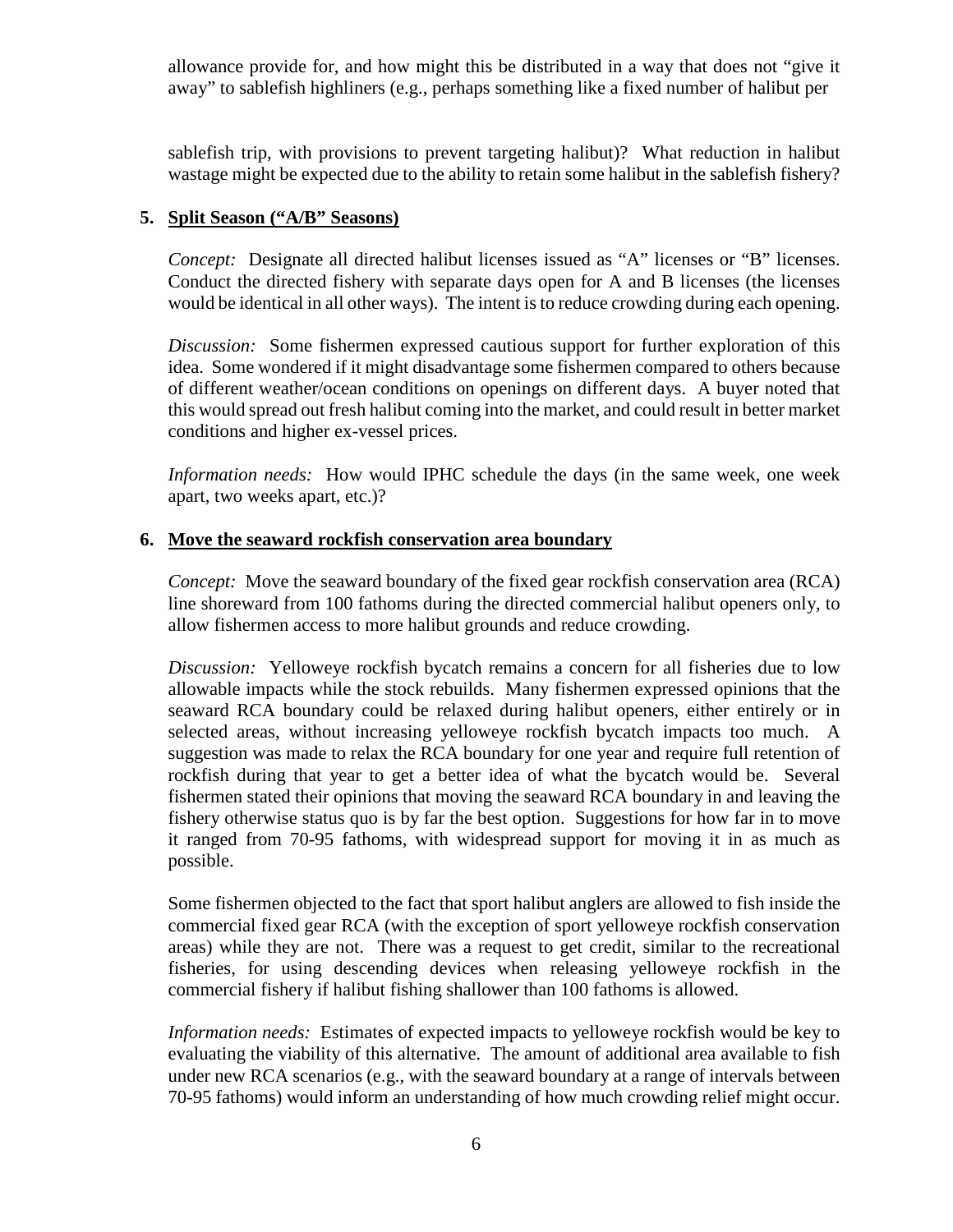allowance provide for, and how might this be distributed in a way that does not "give it away" to sablefish highliners (e.g., perhaps something like a fixed number of halibut per sablefish trip, with provisions to prevent targeting halibut)? What reduction in halibut wastage might be expected due to the ability to retain some halibut in the sablefish fishery?

**5. Split Season ("A/B" Seasons)**

*Concept:* Designate all directed halibut licenses issued as "A" licenses or "B" licenses. Conduct the directed fishery with separate days open for A and B licenses (the licenses would be identical in all other ways). The intent is to reduce crowding during each opening.

*Discussion:* Some fishermen expressed cautious support for further exploration of this idea. Some wondered if it might disadvantage some fishermen compared to others because of different weather/ocean conditions on openings on different days. A buyer noted that this would spread out fresh halibut coming into the market, and could result in better market conditions and higher ex-vessel prices.

*Information needs:* How would IPHC schedule the days (in the same week, one week apart, two weeks apart, etc.)?

**6. Move the seaward rockfish conservation area boundary**

*Concept:* Move the seaward boundary of the fixed gear rockfish conservation area (RCA) line shoreward from 100 fathoms during the directed commercial halibut openers only, to allow fishermen access to more halibut grounds and reduce crowding.

*Discussion:* Yelloweye rockfish bycatch remains a concern for all fisheries due to low allowable impacts while the stock rebuilds. Many fishermen expressed opinions that the seaward RCA boundary could be relaxed during halibut openers, either entirely or in selected areas, without increasing yelloweye rockfish bycatch impacts too much. A suggestion was made to relax the RCA boundary for one year and require full retention of rockfish during that year to get a better idea of what the bycatch would be. Several fishermen stated their opinions that moving the seaward RCA boundary in and leaving the fishery otherwise status quo is by far the best option. Suggestions for how far in to move it ranged from 70-95 fathoms, with widespread support for moving it in as much as possible.

Some fishermen objected to the fact that sport halibut anglers are allowed to fish inside the commercial fixed gear RCA (with the exception of sport yelloweye rockfish conservation areas) while they are not. There was a request to get credit, similar to the recreational fisheries, for using descending devices when releasing yelloweye rockfish in the commercial fishery if halibut fishing shallower than 100 fathoms is allowed.

*Information needs:* Estimates of expected impacts to yelloweye rockfish would be key to evaluating the viability of this alternative. The amount of additional area available to fish under new RCA scenarios (e.g., with the seaward boundary at a range of intervals between 70-95 fathoms) would inform an understanding of how much crowding relief might occur.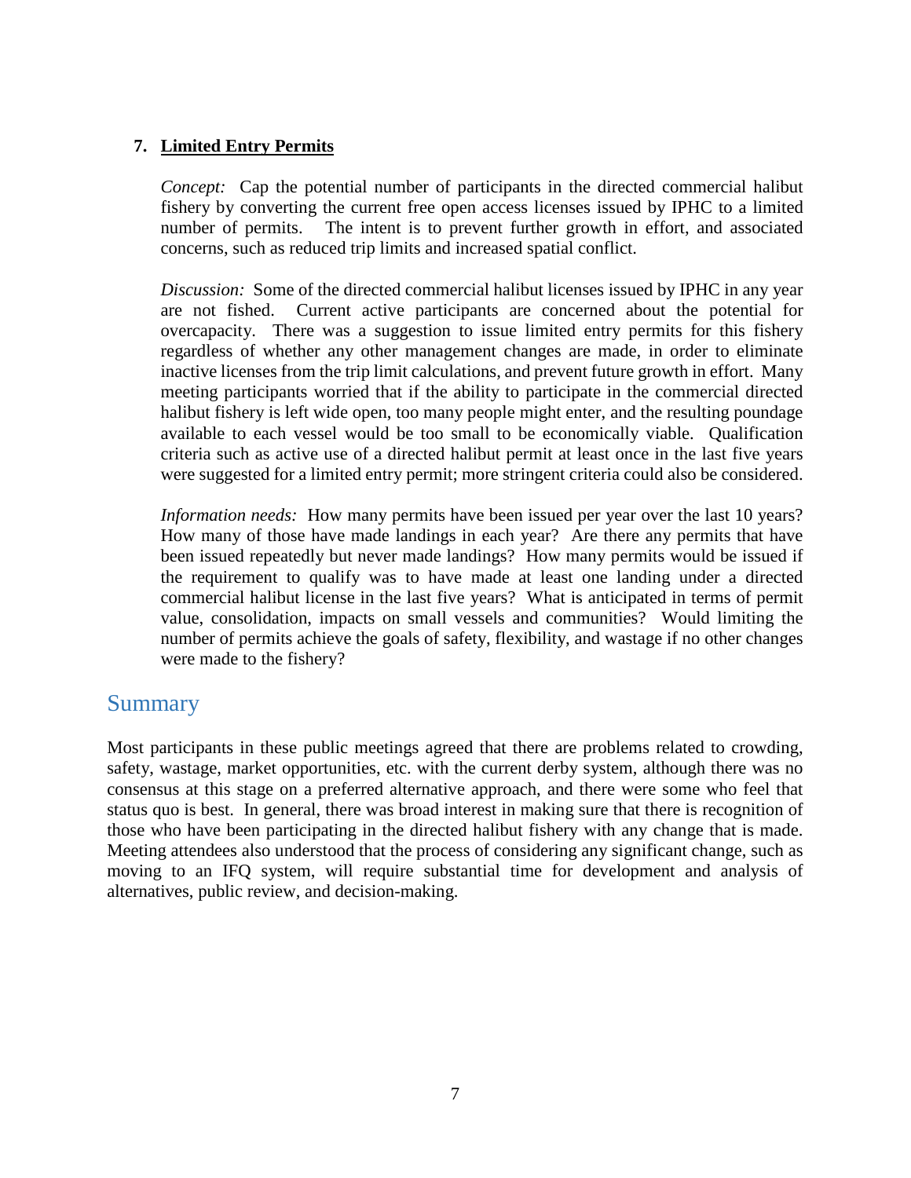7. **Limited Entry Permits**

*Concept:* Cap the potential number of participants in the directed commercial halibut fishery by converting the current free open access licenses issued by IPHC to a limited number of permits. The intent is to prevent further growth in effort, and associated concerns, such as reduced trip limits and increased spatial conflict.

*Discussion:* Some of the directed commercial halibut licenses issued by IPHC in any year are not fished. Current active participants are concerned about the potential for overcapacity. There was a suggestion to issue limited entry permits for this fishery regardless of whether any other management changes are made, in order to eliminate inactive licenses from the trip limit calculations, and prevent future growth in effort. Many meeting participants worried that if the ability to participate in the commercial directed halibut fishery is left wide open, too many people might enter, and the resulting poundage available to each vessel would be too small to be economically viable. Qualification criteria such as active use of a directed halibut permit at least once in the last five years were suggested for a limited entry permit; more stringent criteria could also be considered.

*Information needs:* How many permits have been issued per year over the last 10 years? How many of those have made landings in each year? Are there any permits that have been issued repeatedly but never made landings? How many permits would be issued if the requirement to qualify was to have made at least one landing under a directed commercial halibut license in the last five years? What is anticipated in terms of permit value, consolidation, impacts on small vessels and communities? Would limiting the number of permits achieve the goals of safety, flexibility, and wastage if no other changes were made to the fishery?

## Summary

Most participants in these public meetings agreed that there are problems related to crowding, safety, wastage, market opportunities, etc. with the current derby system, although there was no consensus at this stage on a preferred alternative approach, and there were some who feel that status quo is best. In general, there was broad interest in making sure that there is recognition of those who have been participating in the directed halibut fishery with any change that is made. Meeting attendees also understood that the process of considering any significant change, such as moving to an IFQ system, will require substantial time for development and analysis of alternatives, public review, and decision-making.